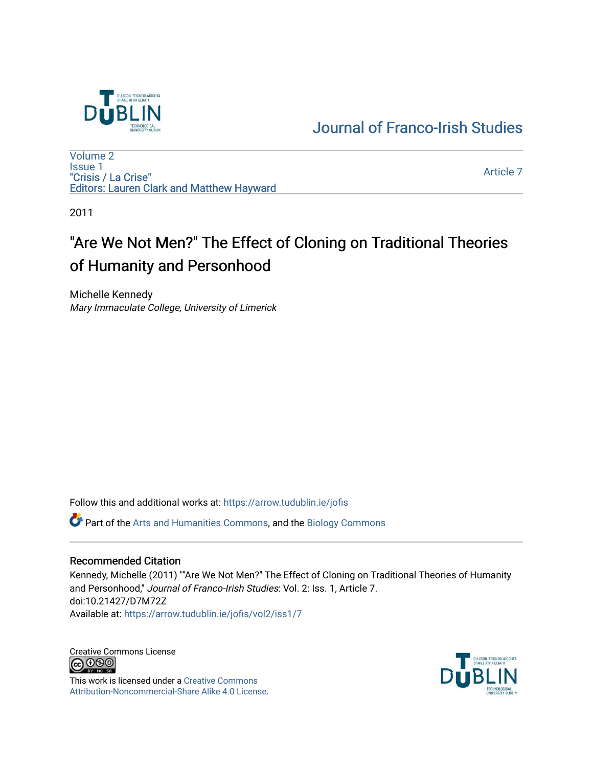Journal of Franco-Irish Studies

Volume 2
Issue 1
"Crisis / La Crise"
Editors: Lauren Clark and Matthew Hayward

Article 7

2011

# "Are We Not Men?" The Effect of Cloning on Traditional Theories of Humanity and Personhood

Michelle Kennedy
*Mary Immaculate College, University of Limerick*

Follow this and additional works at: https://arrow.tudublin.ie/jofis

Part of the Arts and Humanities Commons, and the Biology Commons

## Recommended Citation

Kennedy, Michelle (2011) ""Are We Not Men?" The Effect of Cloning on Traditional Theories of Humanity and Personhood," *Journal of Franco-Irish Studies*: Vol. 2: Iss. 1, Article 7.
doi:10.21427/D7M72Z
Available at: https://arrow.tudublin.ie/jofis/vol2/iss1/7

Creative Commons License

This work is licensed under a Creative Commons Attribution-Noncommercial-Share Alike 4.0 License.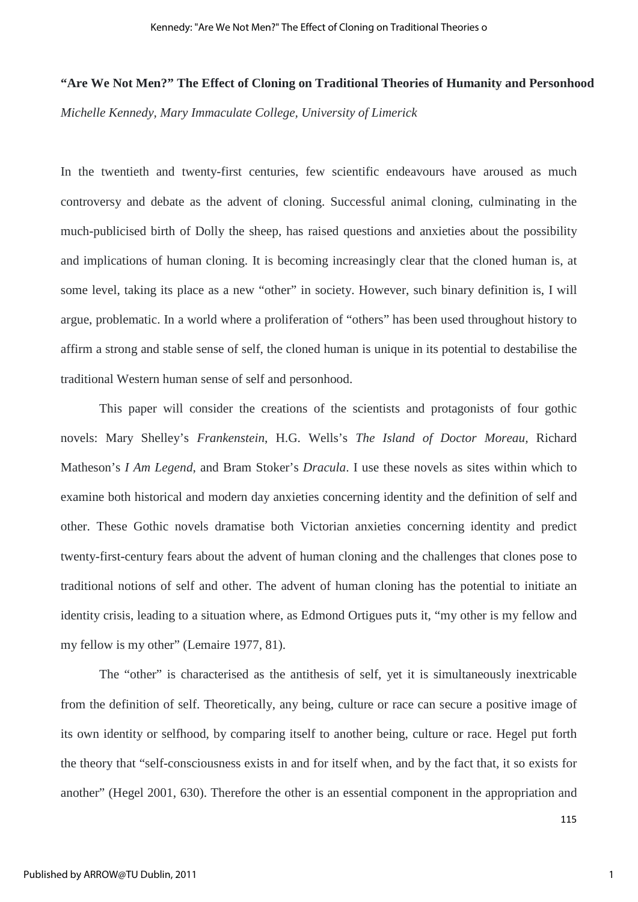**"Are We Not Men?" The Effect of Cloning on Traditional Theories of Humanity and Personhood**

*Michelle Kennedy, Mary Immaculate College, University of Limerick*

In the twentieth and twenty-first centuries, few scientific endeavours have aroused as much controversy and debate as the advent of cloning. Successful animal cloning, culminating in the much-publicised birth of Dolly the sheep, has raised questions and anxieties about the possibility and implications of human cloning. It is becoming increasingly clear that the cloned human is, at some level, taking its place as a new "other" in society. However, such binary definition is, I will argue, problematic. In a world where a proliferation of "others" has been used throughout history to affirm a strong and stable sense of self, the cloned human is unique in its potential to destabilise the traditional Western human sense of self and personhood.

This paper will consider the creations of the scientists and protagonists of four gothic novels: Mary Shelley's *Frankenstein*, H.G. Wells's *The Island of Doctor Moreau,* Richard Matheson's *I Am Legend*, and Bram Stoker's *Dracula*. I use these novels as sites within which to examine both historical and modern day anxieties concerning identity and the definition of self and other. These Gothic novels dramatise both Victorian anxieties concerning identity and predict twenty-first-century fears about the advent of human cloning and the challenges that clones pose to traditional notions of self and other. The advent of human cloning has the potential to initiate an identity crisis, leading to a situation where, as Edmond Ortigues puts it, "my other is my fellow and my fellow is my other" (Lemaire 1977, 81).

The "other" is characterised as the antithesis of self, yet it is simultaneously inextricable from the definition of self. Theoretically, any being, culture or race can secure a positive image of its own identity or selfhood, by comparing itself to another being, culture or race. Hegel put forth the theory that "self-consciousness exists in and for itself when, and by the fact that, it so exists for another" (Hegel 2001, 630). Therefore the other is an essential component in the appropriation and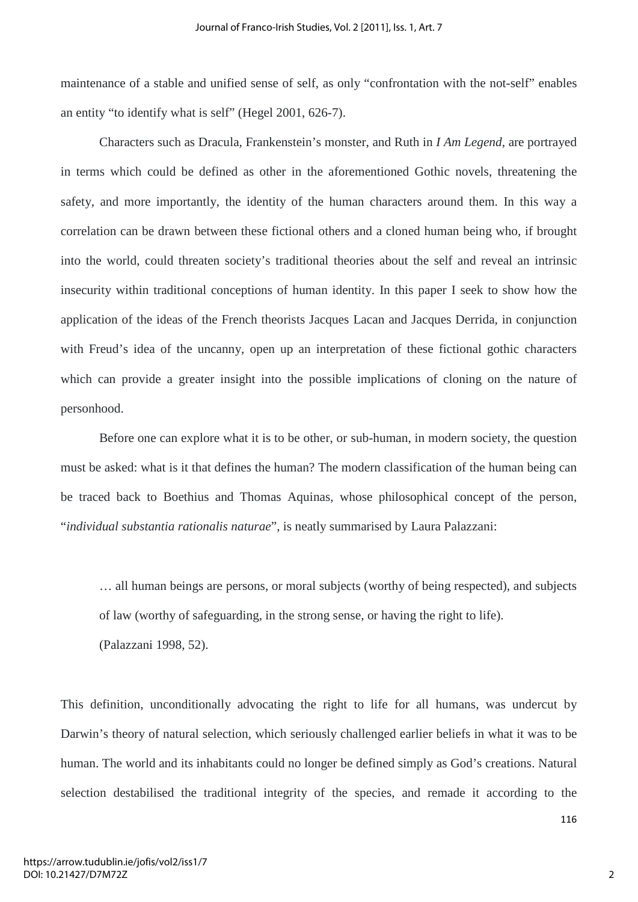maintenance of a stable and unified sense of self, as only "confrontation with the not-self" enables an entity "to identify what is self" (Hegel 2001, 626-7).

Characters such as Dracula, Frankenstein's monster, and Ruth in *I Am Legend*, are portrayed in terms which could be defined as other in the aforementioned Gothic novels, threatening the safety, and more importantly, the identity of the human characters around them. In this way a correlation can be drawn between these fictional others and a cloned human being who, if brought into the world, could threaten society's traditional theories about the self and reveal an intrinsic insecurity within traditional conceptions of human identity. In this paper I seek to show how the application of the ideas of the French theorists Jacques Lacan and Jacques Derrida, in conjunction with Freud's idea of the uncanny, open up an interpretation of these fictional gothic characters which can provide a greater insight into the possible implications of cloning on the nature of personhood.

Before one can explore what it is to be other, or sub-human, in modern society, the question must be asked: what is it that defines the human? The modern classification of the human being can be traced back to Boethius and Thomas Aquinas, whose philosophical concept of the person, "*individual substantia rationalis naturae*", is neatly summarised by Laura Palazzani:

> … all human beings are persons, or moral subjects (worthy of being respected), and subjects of law (worthy of safeguarding, in the strong sense, or having the right to life).
> (Palazzani 1998, 52).

This definition, unconditionally advocating the right to life for all humans, was undercut by Darwin's theory of natural selection, which seriously challenged earlier beliefs in what it was to be human. The world and its inhabitants could no longer be defined simply as God's creations. Natural selection destabilised the traditional integrity of the species, and remade it according to the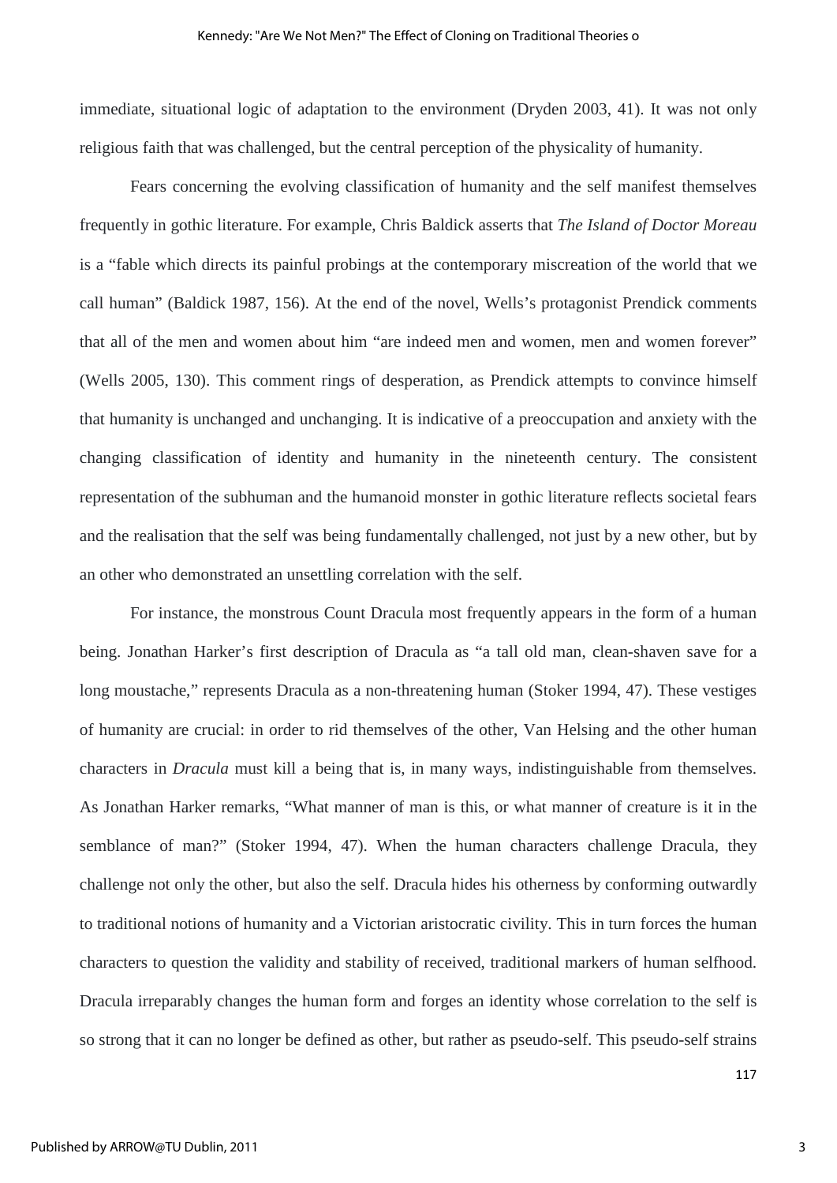immediate, situational logic of adaptation to the environment (Dryden 2003, 41). It was not only religious faith that was challenged, but the central perception of the physicality of humanity.

Fears concerning the evolving classification of humanity and the self manifest themselves frequently in gothic literature. For example, Chris Baldick asserts that *The Island of Doctor Moreau* is a "fable which directs its painful probings at the contemporary miscreation of the world that we call human" (Baldick 1987, 156). At the end of the novel, Wells's protagonist Prendick comments that all of the men and women about him "are indeed men and women, men and women forever" (Wells 2005, 130). This comment rings of desperation, as Prendick attempts to convince himself that humanity is unchanged and unchanging. It is indicative of a preoccupation and anxiety with the changing classification of identity and humanity in the nineteenth century. The consistent representation of the subhuman and the humanoid monster in gothic literature reflects societal fears and the realisation that the self was being fundamentally challenged, not just by a new other, but by an other who demonstrated an unsettling correlation with the self.

For instance, the monstrous Count Dracula most frequently appears in the form of a human being. Jonathan Harker's first description of Dracula as "a tall old man, clean-shaven save for a long moustache," represents Dracula as a non-threatening human (Stoker 1994, 47). These vestiges of humanity are crucial: in order to rid themselves of the other, Van Helsing and the other human characters in *Dracula* must kill a being that is, in many ways, indistinguishable from themselves. As Jonathan Harker remarks, "What manner of man is this, or what manner of creature is it in the semblance of man?" (Stoker 1994, 47). When the human characters challenge Dracula, they challenge not only the other, but also the self. Dracula hides his otherness by conforming outwardly to traditional notions of humanity and a Victorian aristocratic civility. This in turn forces the human characters to question the validity and stability of received, traditional markers of human selfhood. Dracula irreparably changes the human form and forges an identity whose correlation to the self is so strong that it can no longer be defined as other, but rather as pseudo-self. This pseudo-self strains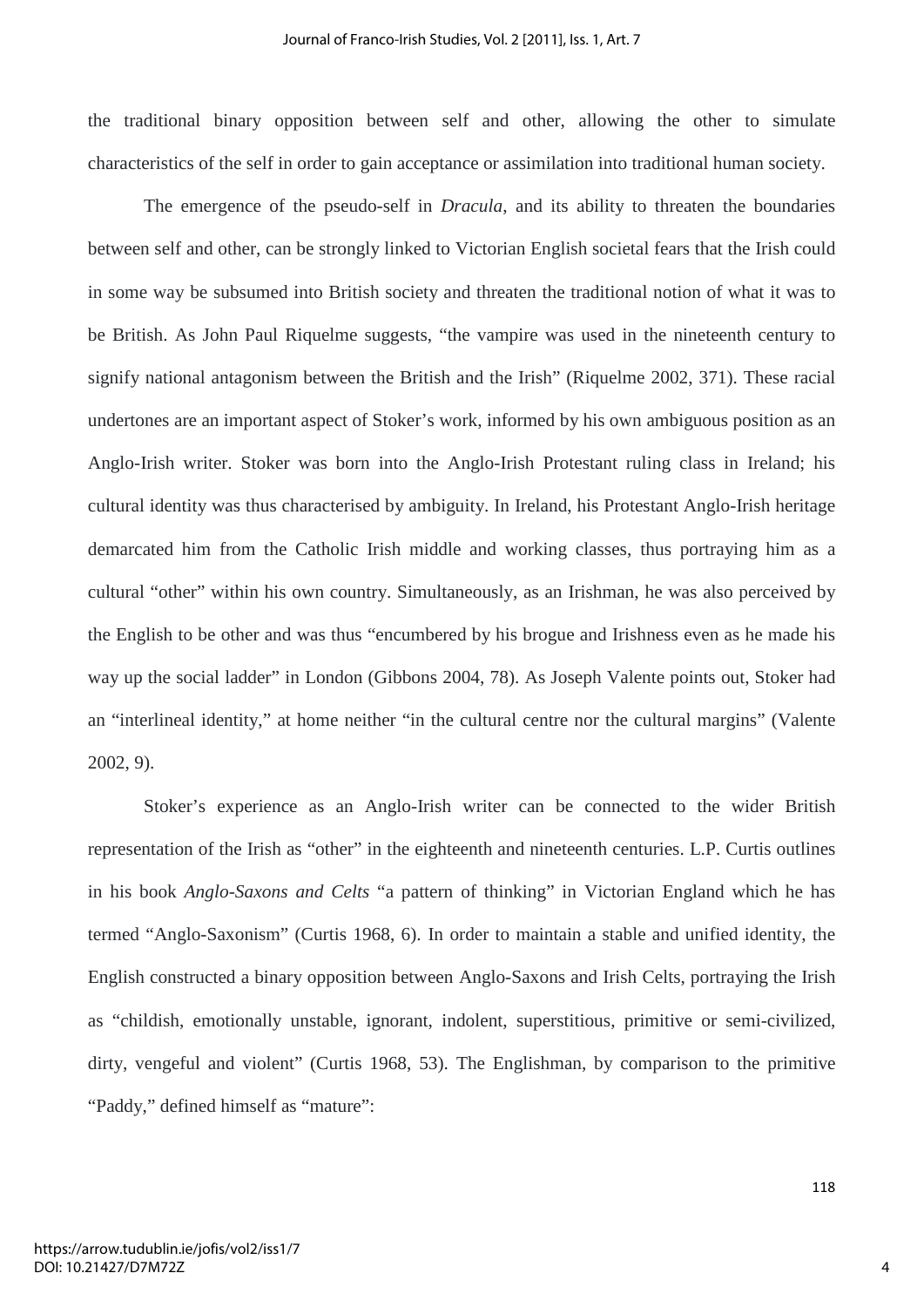the traditional binary opposition between self and other, allowing the other to simulate characteristics of the self in order to gain acceptance or assimilation into traditional human society.

The emergence of the pseudo-self in *Dracula*, and its ability to threaten the boundaries between self and other, can be strongly linked to Victorian English societal fears that the Irish could in some way be subsumed into British society and threaten the traditional notion of what it was to be British. As John Paul Riquelme suggests, "the vampire was used in the nineteenth century to signify national antagonism between the British and the Irish" (Riquelme 2002, 371). These racial undertones are an important aspect of Stoker's work, informed by his own ambiguous position as an Anglo-Irish writer. Stoker was born into the Anglo-Irish Protestant ruling class in Ireland; his cultural identity was thus characterised by ambiguity. In Ireland, his Protestant Anglo-Irish heritage demarcated him from the Catholic Irish middle and working classes, thus portraying him as a cultural "other" within his own country. Simultaneously, as an Irishman, he was also perceived by the English to be other and was thus "encumbered by his brogue and Irishness even as he made his way up the social ladder" in London (Gibbons 2004, 78). As Joseph Valente points out, Stoker had an "interlineal identity," at home neither "in the cultural centre nor the cultural margins" (Valente 2002, 9).

Stoker's experience as an Anglo-Irish writer can be connected to the wider British representation of the Irish as "other" in the eighteenth and nineteenth centuries. L.P. Curtis outlines in his book *Anglo-Saxons and Celts* "a pattern of thinking" in Victorian England which he has termed "Anglo-Saxonism" (Curtis 1968, 6). In order to maintain a stable and unified identity, the English constructed a binary opposition between Anglo-Saxons and Irish Celts, portraying the Irish as "childish, emotionally unstable, ignorant, indolent, superstitious, primitive or semi-civilized, dirty, vengeful and violent" (Curtis 1968, 53). The Englishman, by comparison to the primitive "Paddy," defined himself as "mature":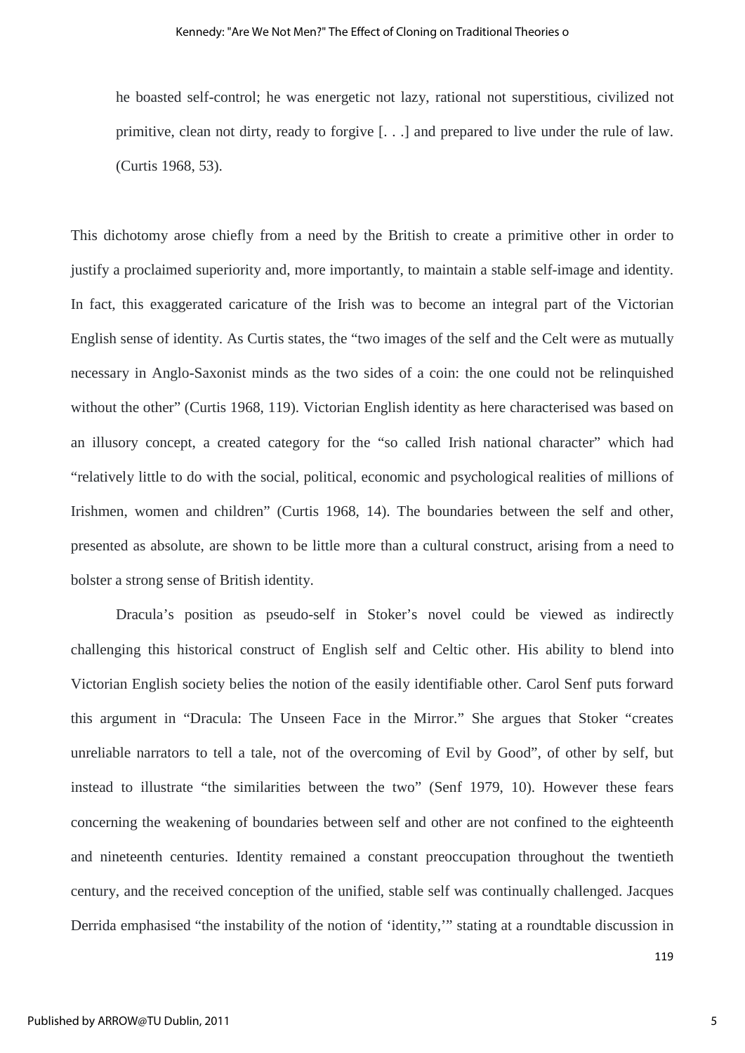> he boasted self-control; he was energetic not lazy, rational not superstitious, civilized not primitive, clean not dirty, ready to forgive [. . .] and prepared to live under the rule of law. (Curtis 1968, 53).

This dichotomy arose chiefly from a need by the British to create a primitive other in order to justify a proclaimed superiority and, more importantly, to maintain a stable self-image and identity. In fact, this exaggerated caricature of the Irish was to become an integral part of the Victorian English sense of identity. As Curtis states, the "two images of the self and the Celt were as mutually necessary in Anglo-Saxonist minds as the two sides of a coin: the one could not be relinquished without the other" (Curtis 1968, 119). Victorian English identity as here characterised was based on an illusory concept, a created category for the "so called Irish national character" which had "relatively little to do with the social, political, economic and psychological realities of millions of Irishmen, women and children" (Curtis 1968, 14). The boundaries between the self and other, presented as absolute, are shown to be little more than a cultural construct, arising from a need to bolster a strong sense of British identity.

Dracula's position as pseudo-self in Stoker's novel could be viewed as indirectly challenging this historical construct of English self and Celtic other. His ability to blend into Victorian English society belies the notion of the easily identifiable other. Carol Senf puts forward this argument in "Dracula: The Unseen Face in the Mirror." She argues that Stoker "creates unreliable narrators to tell a tale, not of the overcoming of Evil by Good", of other by self, but instead to illustrate "the similarities between the two" (Senf 1979, 10). However these fears concerning the weakening of boundaries between self and other are not confined to the eighteenth and nineteenth centuries. Identity remained a constant preoccupation throughout the twentieth century, and the received conception of the unified, stable self was continually challenged. Jacques Derrida emphasised "the instability of the notion of 'identity,'" stating at a roundtable discussion in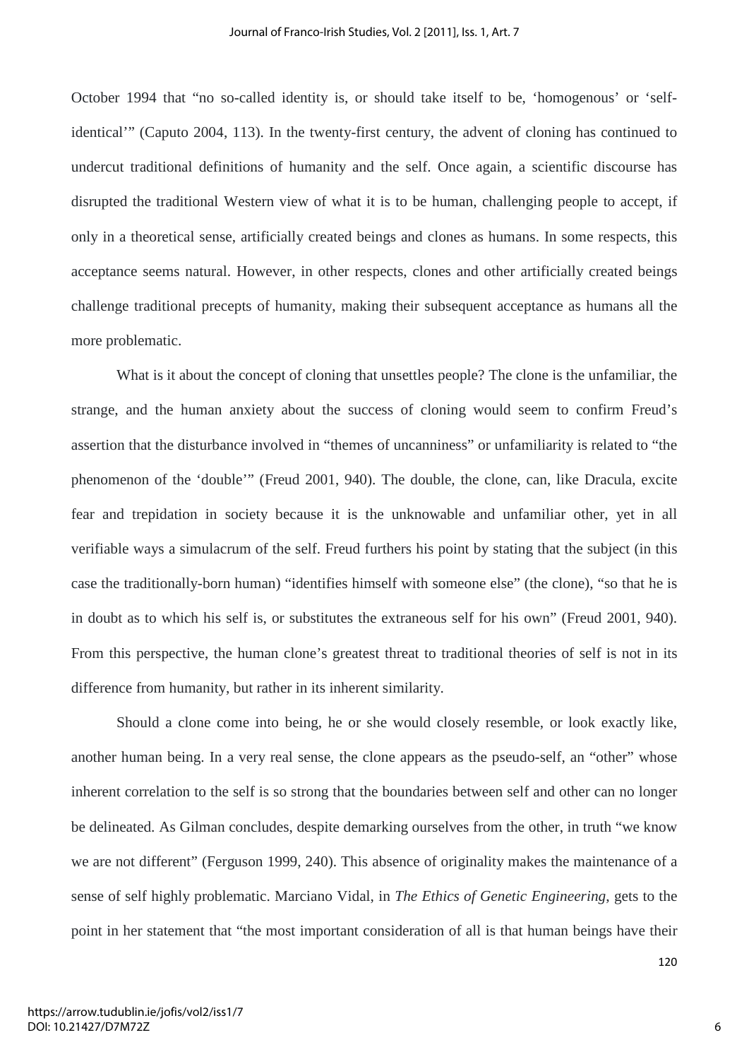October 1994 that "no so-called identity is, or should take itself to be, 'homogenous' or 'self-identical'" (Caputo 2004, 113). In the twenty-first century, the advent of cloning has continued to undercut traditional definitions of humanity and the self. Once again, a scientific discourse has disrupted the traditional Western view of what it is to be human, challenging people to accept, if only in a theoretical sense, artificially created beings and clones as humans. In some respects, this acceptance seems natural. However, in other respects, clones and other artificially created beings challenge traditional precepts of humanity, making their subsequent acceptance as humans all the more problematic.

What is it about the concept of cloning that unsettles people? The clone is the unfamiliar, the strange, and the human anxiety about the success of cloning would seem to confirm Freud's assertion that the disturbance involved in "themes of uncanniness" or unfamiliarity is related to "the phenomenon of the 'double'" (Freud 2001, 940). The double, the clone, can, like Dracula, excite fear and trepidation in society because it is the unknowable and unfamiliar other, yet in all verifiable ways a simulacrum of the self. Freud furthers his point by stating that the subject (in this case the traditionally-born human) "identifies himself with someone else" (the clone), "so that he is in doubt as to which his self is, or substitutes the extraneous self for his own" (Freud 2001, 940). From this perspective, the human clone's greatest threat to traditional theories of self is not in its difference from humanity, but rather in its inherent similarity.

Should a clone come into being, he or she would closely resemble, or look exactly like, another human being. In a very real sense, the clone appears as the pseudo-self, an "other" whose inherent correlation to the self is so strong that the boundaries between self and other can no longer be delineated. As Gilman concludes, despite demarking ourselves from the other, in truth "we know we are not different" (Ferguson 1999, 240). This absence of originality makes the maintenance of a sense of self highly problematic. Marciano Vidal, in *The Ethics of Genetic Engineering*, gets to the point in her statement that "the most important consideration of all is that human beings have their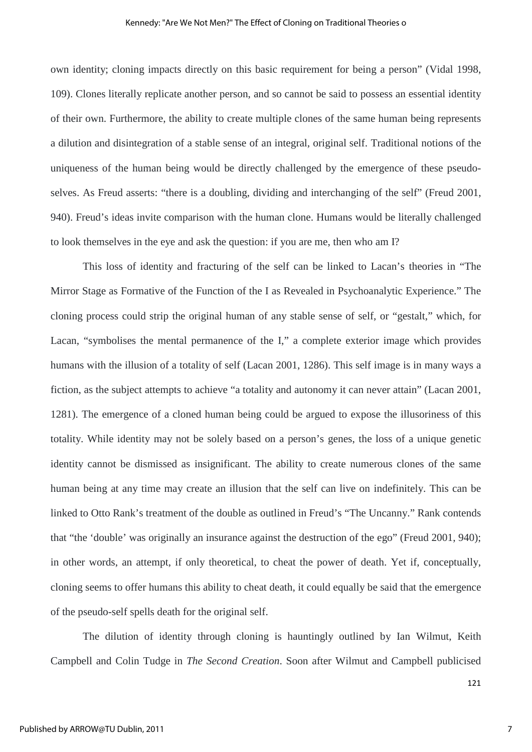own identity; cloning impacts directly on this basic requirement for being a person" (Vidal 1998, 109). Clones literally replicate another person, and so cannot be said to possess an essential identity of their own. Furthermore, the ability to create multiple clones of the same human being represents a dilution and disintegration of a stable sense of an integral, original self. Traditional notions of the uniqueness of the human being would be directly challenged by the emergence of these pseudo-selves. As Freud asserts: "there is a doubling, dividing and interchanging of the self" (Freud 2001, 940). Freud's ideas invite comparison with the human clone. Humans would be literally challenged to look themselves in the eye and ask the question: if you are me, then who am I?

This loss of identity and fracturing of the self can be linked to Lacan's theories in "The Mirror Stage as Formative of the Function of the I as Revealed in Psychoanalytic Experience." The cloning process could strip the original human of any stable sense of self, or "gestalt," which, for Lacan, "symbolises the mental permanence of the I," a complete exterior image which provides humans with the illusion of a totality of self (Lacan 2001, 1286). This self image is in many ways a fiction, as the subject attempts to achieve "a totality and autonomy it can never attain" (Lacan 2001, 1281). The emergence of a cloned human being could be argued to expose the illusoriness of this totality. While identity may not be solely based on a person's genes, the loss of a unique genetic identity cannot be dismissed as insignificant. The ability to create numerous clones of the same human being at any time may create an illusion that the self can live on indefinitely. This can be linked to Otto Rank's treatment of the double as outlined in Freud's "The Uncanny." Rank contends that "the 'double' was originally an insurance against the destruction of the ego" (Freud 2001, 940); in other words, an attempt, if only theoretical, to cheat the power of death. Yet if, conceptually, cloning seems to offer humans this ability to cheat death, it could equally be said that the emergence of the pseudo-self spells death for the original self.

The dilution of identity through cloning is hauntingly outlined by Ian Wilmut, Keith Campbell and Colin Tudge in *The Second Creation*. Soon after Wilmut and Campbell publicised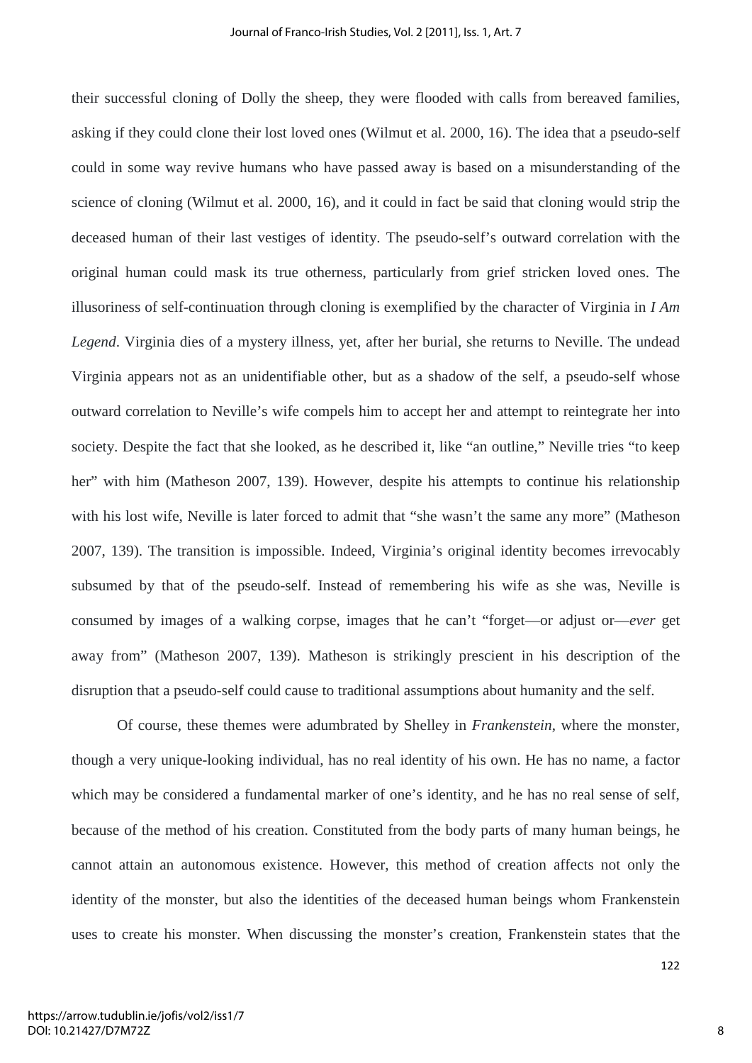their successful cloning of Dolly the sheep, they were flooded with calls from bereaved families, asking if they could clone their lost loved ones (Wilmut et al. 2000, 16). The idea that a pseudo-self could in some way revive humans who have passed away is based on a misunderstanding of the science of cloning (Wilmut et al. 2000, 16), and it could in fact be said that cloning would strip the deceased human of their last vestiges of identity. The pseudo-self's outward correlation with the original human could mask its true otherness, particularly from grief stricken loved ones. The illusoriness of self-continuation through cloning is exemplified by the character of Virginia in *I Am Legend*. Virginia dies of a mystery illness, yet, after her burial, she returns to Neville. The undead Virginia appears not as an unidentifiable other, but as a shadow of the self, a pseudo-self whose outward correlation to Neville's wife compels him to accept her and attempt to reintegrate her into society. Despite the fact that she looked, as he described it, like "an outline," Neville tries "to keep her" with him (Matheson 2007, 139). However, despite his attempts to continue his relationship with his lost wife, Neville is later forced to admit that "she wasn't the same any more" (Matheson 2007, 139). The transition is impossible. Indeed, Virginia's original identity becomes irrevocably subsumed by that of the pseudo-self. Instead of remembering his wife as she was, Neville is consumed by images of a walking corpse, images that he can't "forget—or adjust or—*ever* get away from" (Matheson 2007, 139). Matheson is strikingly prescient in his description of the disruption that a pseudo-self could cause to traditional assumptions about humanity and the self.

Of course, these themes were adumbrated by Shelley in *Frankenstein*, where the monster, though a very unique-looking individual, has no real identity of his own. He has no name, a factor which may be considered a fundamental marker of one's identity, and he has no real sense of self, because of the method of his creation. Constituted from the body parts of many human beings, he cannot attain an autonomous existence. However, this method of creation affects not only the identity of the monster, but also the identities of the deceased human beings whom Frankenstein uses to create his monster. When discussing the monster's creation, Frankenstein states that the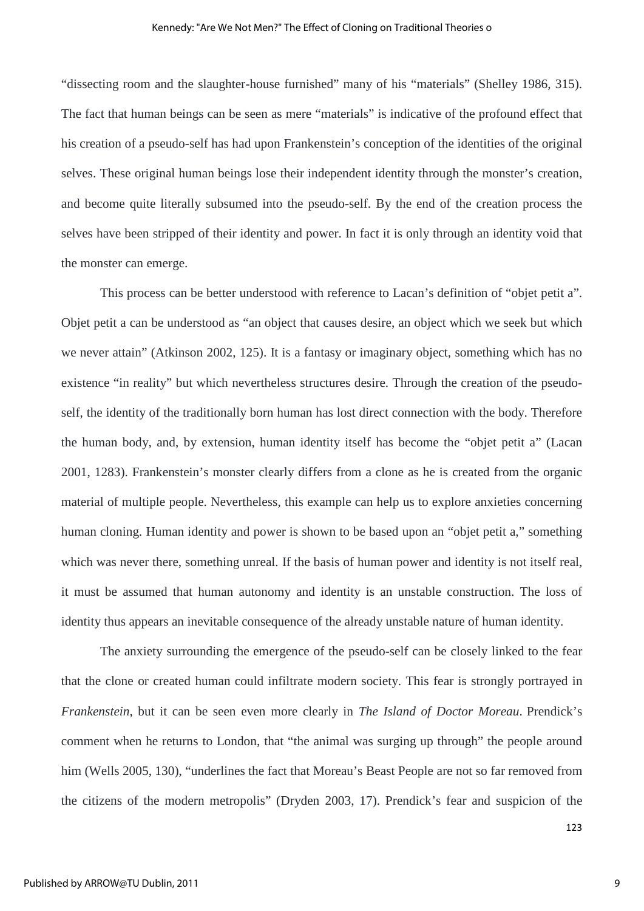"dissecting room and the slaughter-house furnished" many of his "materials" (Shelley 1986, 315). The fact that human beings can be seen as mere "materials" is indicative of the profound effect that his creation of a pseudo-self has had upon Frankenstein's conception of the identities of the original selves. These original human beings lose their independent identity through the monster's creation, and become quite literally subsumed into the pseudo-self. By the end of the creation process the selves have been stripped of their identity and power. In fact it is only through an identity void that the monster can emerge.

This process can be better understood with reference to Lacan's definition of "objet petit a". Objet petit a can be understood as "an object that causes desire, an object which we seek but which we never attain" (Atkinson 2002, 125). It is a fantasy or imaginary object, something which has no existence "in reality" but which nevertheless structures desire. Through the creation of the pseudo-self, the identity of the traditionally born human has lost direct connection with the body. Therefore the human body, and, by extension, human identity itself has become the "objet petit a" (Lacan 2001, 1283). Frankenstein's monster clearly differs from a clone as he is created from the organic material of multiple people. Nevertheless, this example can help us to explore anxieties concerning human cloning. Human identity and power is shown to be based upon an "objet petit a," something which was never there, something unreal. If the basis of human power and identity is not itself real, it must be assumed that human autonomy and identity is an unstable construction. The loss of identity thus appears an inevitable consequence of the already unstable nature of human identity.

The anxiety surrounding the emergence of the pseudo-self can be closely linked to the fear that the clone or created human could infiltrate modern society. This fear is strongly portrayed in *Frankenstein*, but it can be seen even more clearly in *The Island of Doctor Moreau*. Prendick's comment when he returns to London, that "the animal was surging up through" the people around him (Wells 2005, 130), "underlines the fact that Moreau's Beast People are not so far removed from the citizens of the modern metropolis" (Dryden 2003, 17). Prendick's fear and suspicion of the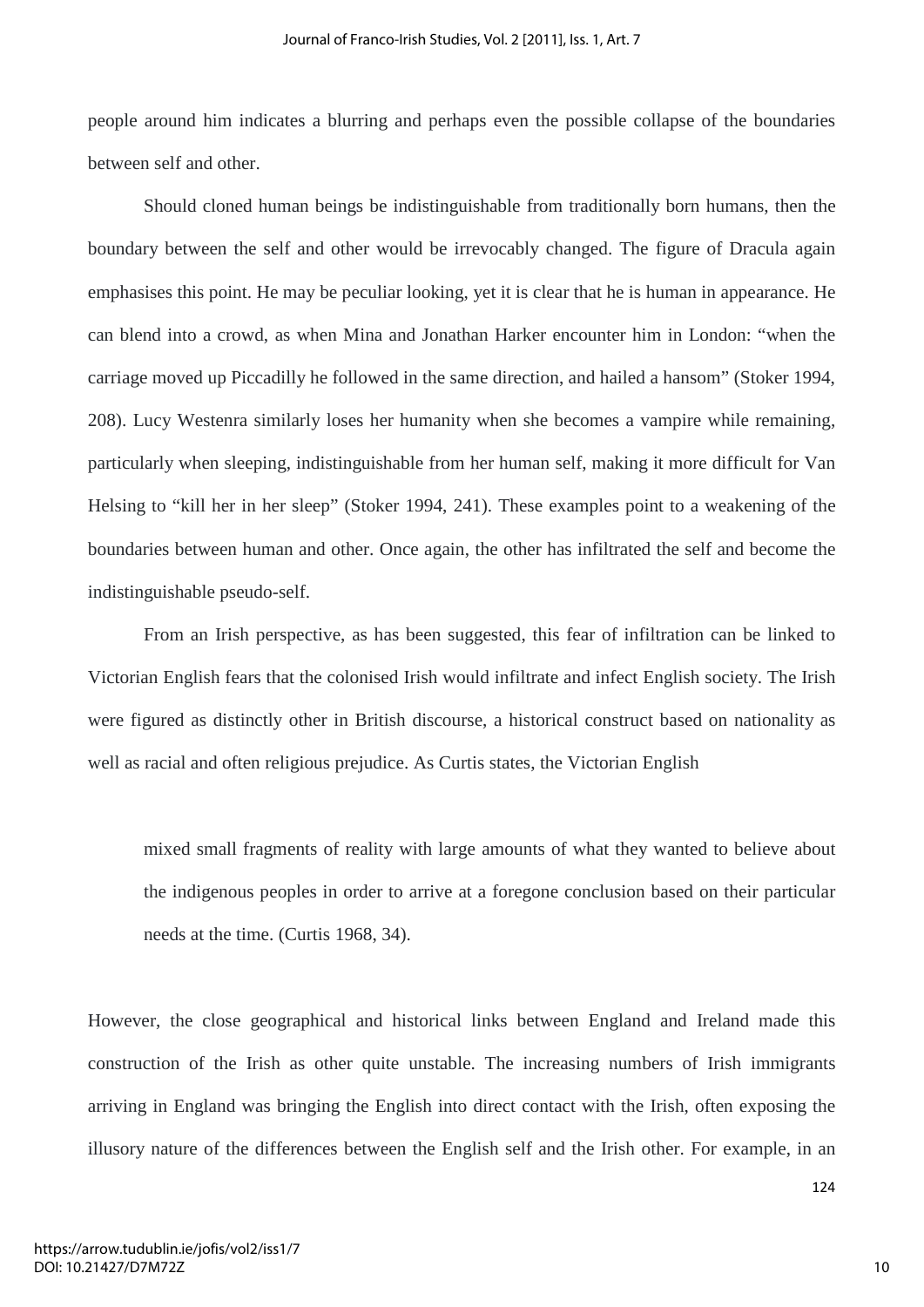people around him indicates a blurring and perhaps even the possible collapse of the boundaries between self and other.

Should cloned human beings be indistinguishable from traditionally born humans, then the boundary between the self and other would be irrevocably changed. The figure of Dracula again emphasises this point. He may be peculiar looking, yet it is clear that he is human in appearance. He can blend into a crowd, as when Mina and Jonathan Harker encounter him in London: “when the carriage moved up Piccadilly he followed in the same direction, and hailed a hansom” (Stoker 1994, 208). Lucy Westenra similarly loses her humanity when she becomes a vampire while remaining, particularly when sleeping, indistinguishable from her human self, making it more difficult for Van Helsing to “kill her in her sleep” (Stoker 1994, 241). These examples point to a weakening of the boundaries between human and other. Once again, the other has infiltrated the self and become the indistinguishable pseudo-self.

From an Irish perspective, as has been suggested, this fear of infiltration can be linked to Victorian English fears that the colonised Irish would infiltrate and infect English society. The Irish were figured as distinctly other in British discourse, a historical construct based on nationality as well as racial and often religious prejudice. As Curtis states, the Victorian English

> mixed small fragments of reality with large amounts of what they wanted to believe about the indigenous peoples in order to arrive at a foregone conclusion based on their particular needs at the time. (Curtis 1968, 34).

However, the close geographical and historical links between England and Ireland made this construction of the Irish as other quite unstable. The increasing numbers of Irish immigrants arriving in England was bringing the English into direct contact with the Irish, often exposing the illusory nature of the differences between the English self and the Irish other. For example, in an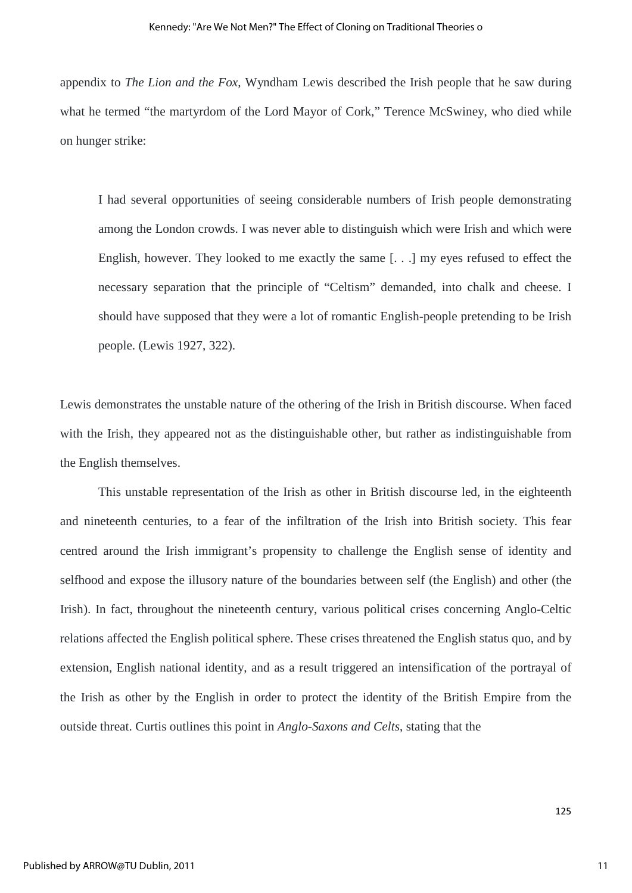appendix to *The Lion and the Fox*, Wyndham Lewis described the Irish people that he saw during what he termed "the martyrdom of the Lord Mayor of Cork," Terence McSwiney, who died while on hunger strike:

> I had several opportunities of seeing considerable numbers of Irish people demonstrating among the London crowds. I was never able to distinguish which were Irish and which were English, however. They looked to me exactly the same [. . .] my eyes refused to effect the necessary separation that the principle of "Celtism" demanded, into chalk and cheese. I should have supposed that they were a lot of romantic English-people pretending to be Irish people. (Lewis 1927, 322).

Lewis demonstrates the unstable nature of the othering of the Irish in British discourse. When faced with the Irish, they appeared not as the distinguishable other, but rather as indistinguishable from the English themselves.

This unstable representation of the Irish as other in British discourse led, in the eighteenth and nineteenth centuries, to a fear of the infiltration of the Irish into British society. This fear centred around the Irish immigrant's propensity to challenge the English sense of identity and selfhood and expose the illusory nature of the boundaries between self (the English) and other (the Irish). In fact, throughout the nineteenth century, various political crises concerning Anglo-Celtic relations affected the English political sphere. These crises threatened the English status quo, and by extension, English national identity, and as a result triggered an intensification of the portrayal of the Irish as other by the English in order to protect the identity of the British Empire from the outside threat. Curtis outlines this point in *Anglo-Saxons and Celts*, stating that the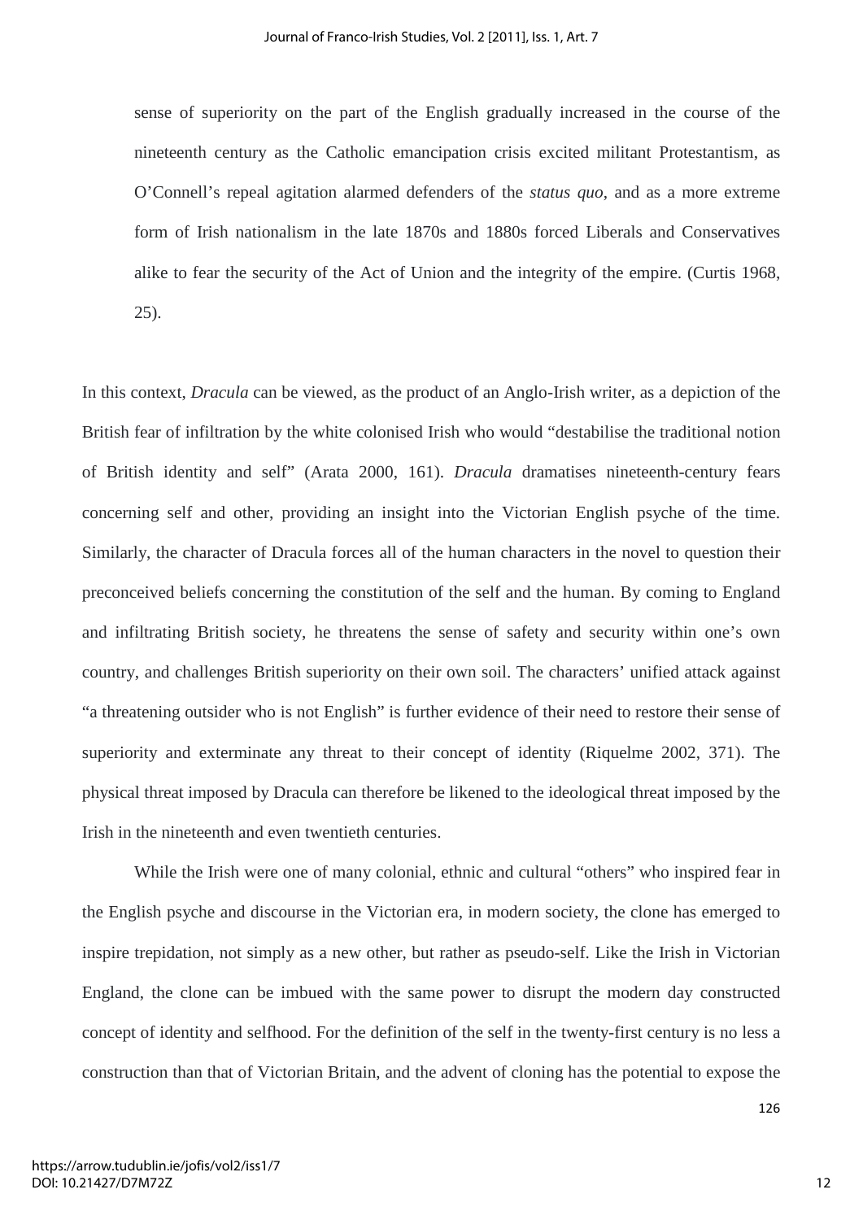> sense of superiority on the part of the English gradually increased in the course of the nineteenth century as the Catholic emancipation crisis excited militant Protestantism, as O'Connell's repeal agitation alarmed defenders of the *status quo*, and as a more extreme form of Irish nationalism in the late 1870s and 1880s forced Liberals and Conservatives alike to fear the security of the Act of Union and the integrity of the empire. (Curtis 1968, 25).

In this context, *Dracula* can be viewed, as the product of an Anglo-Irish writer, as a depiction of the British fear of infiltration by the white colonised Irish who would "destabilise the traditional notion of British identity and self" (Arata 2000, 161). *Dracula* dramatises nineteenth-century fears concerning self and other, providing an insight into the Victorian English psyche of the time. Similarly, the character of Dracula forces all of the human characters in the novel to question their preconceived beliefs concerning the constitution of the self and the human. By coming to England and infiltrating British society, he threatens the sense of safety and security within one's own country, and challenges British superiority on their own soil. The characters' unified attack against "a threatening outsider who is not English" is further evidence of their need to restore their sense of superiority and exterminate any threat to their concept of identity (Riquelme 2002, 371). The physical threat imposed by Dracula can therefore be likened to the ideological threat imposed by the Irish in the nineteenth and even twentieth centuries.

While the Irish were one of many colonial, ethnic and cultural "others" who inspired fear in the English psyche and discourse in the Victorian era, in modern society, the clone has emerged to inspire trepidation, not simply as a new other, but rather as pseudo-self. Like the Irish in Victorian England, the clone can be imbued with the same power to disrupt the modern day constructed concept of identity and selfhood. For the definition of the self in the twenty-first century is no less a construction than that of Victorian Britain, and the advent of cloning has the potential to expose the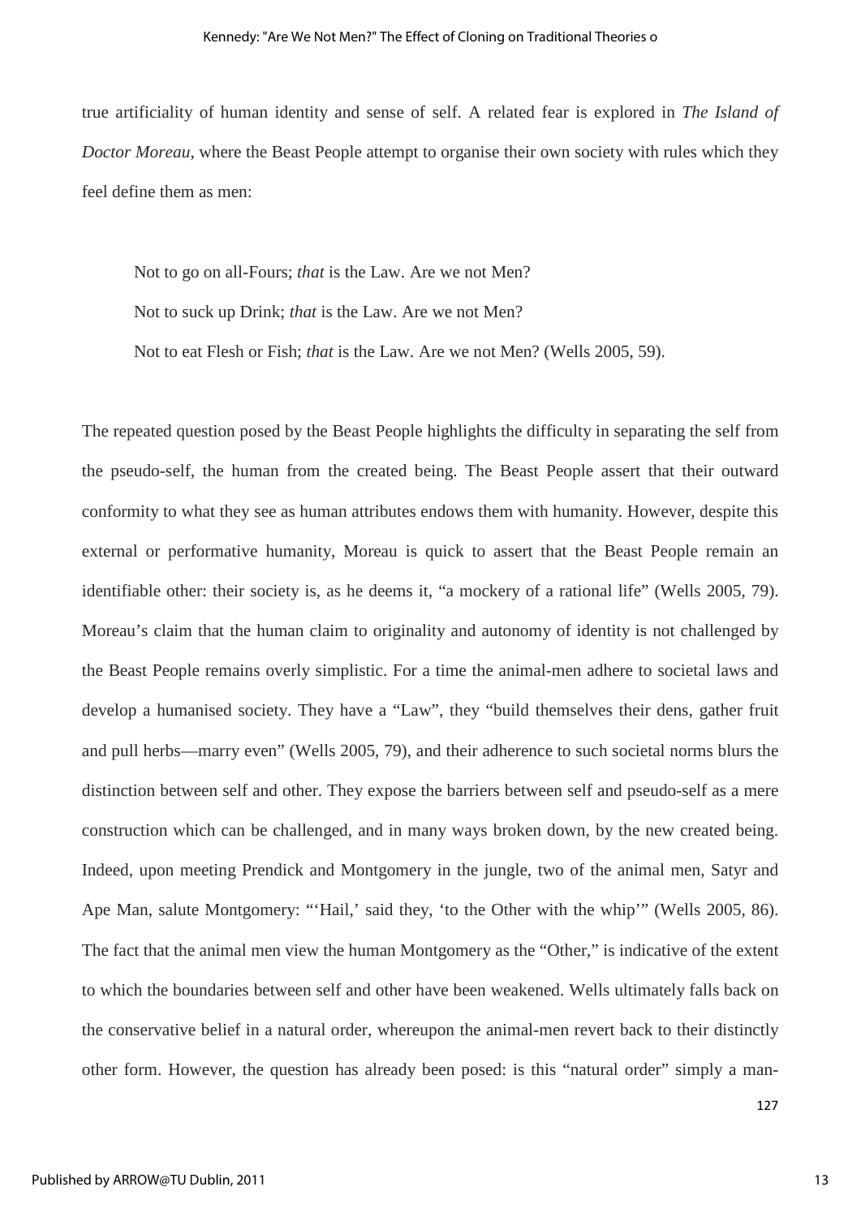true artificiality of human identity and sense of self. A related fear is explored in *The Island of Doctor Moreau*, where the Beast People attempt to organise their own society with rules which they feel define them as men:

> Not to go on all-Fours; *that* is the Law. Are we not Men?
>
> Not to suck up Drink; *that* is the Law. Are we not Men?
>
> Not to eat Flesh or Fish; *that* is the Law. Are we not Men? (Wells 2005, 59).

The repeated question posed by the Beast People highlights the difficulty in separating the self from the pseudo-self, the human from the created being. The Beast People assert that their outward conformity to what they see as human attributes endows them with humanity. However, despite this external or performative humanity, Moreau is quick to assert that the Beast People remain an identifiable other: their society is, as he deems it, "a mockery of a rational life" (Wells 2005, 79). Moreau's claim that the human claim to originality and autonomy of identity is not challenged by the Beast People remains overly simplistic. For a time the animal-men adhere to societal laws and develop a humanised society. They have a "Law", they "build themselves their dens, gather fruit and pull herbs—marry even" (Wells 2005, 79), and their adherence to such societal norms blurs the distinction between self and other. They expose the barriers between self and pseudo-self as a mere construction which can be challenged, and in many ways broken down, by the new created being. Indeed, upon meeting Prendick and Montgomery in the jungle, two of the animal men, Satyr and Ape Man, salute Montgomery: "'Hail,' said they, 'to the Other with the whip'" (Wells 2005, 86). The fact that the animal men view the human Montgomery as the "Other," is indicative of the extent to which the boundaries between self and other have been weakened. Wells ultimately falls back on the conservative belief in a natural order, whereupon the animal-men revert back to their distinctly other form. However, the question has already been posed: is this "natural order" simply a man-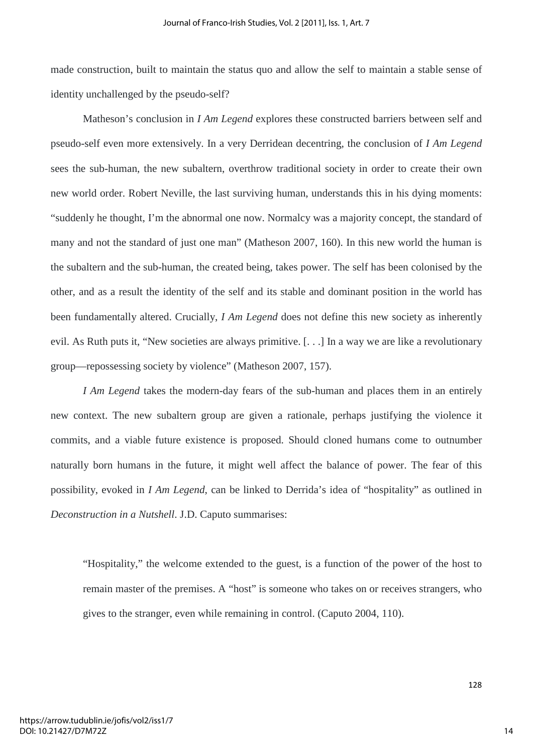made construction, built to maintain the status quo and allow the self to maintain a stable sense of identity unchallenged by the pseudo-self?

Matheson's conclusion in *I Am Legend* explores these constructed barriers between self and pseudo-self even more extensively. In a very Derridean decentring, the conclusion of *I Am Legend* sees the sub-human, the new subaltern, overthrow traditional society in order to create their own new world order. Robert Neville, the last surviving human, understands this in his dying moments: "suddenly he thought, I'm the abnormal one now. Normalcy was a majority concept, the standard of many and not the standard of just one man" (Matheson 2007, 160). In this new world the human is the subaltern and the sub-human, the created being, takes power. The self has been colonised by the other, and as a result the identity of the self and its stable and dominant position in the world has been fundamentally altered. Crucially, *I Am Legend* does not define this new society as inherently evil. As Ruth puts it, "New societies are always primitive. [. . .] In a way we are like a revolutionary group—repossessing society by violence" (Matheson 2007, 157).

*I Am Legend* takes the modern-day fears of the sub-human and places them in an entirely new context. The new subaltern group are given a rationale, perhaps justifying the violence it commits, and a viable future existence is proposed. Should cloned humans come to outnumber naturally born humans in the future, it might well affect the balance of power. The fear of this possibility, evoked in *I Am Legend*, can be linked to Derrida's idea of "hospitality" as outlined in *Deconstruction in a Nutshell*. J.D. Caputo summarises:

> "Hospitality," the welcome extended to the guest, is a function of the power of the host to remain master of the premises. A "host" is someone who takes on or receives strangers, who gives to the stranger, even while remaining in control. (Caputo 2004, 110).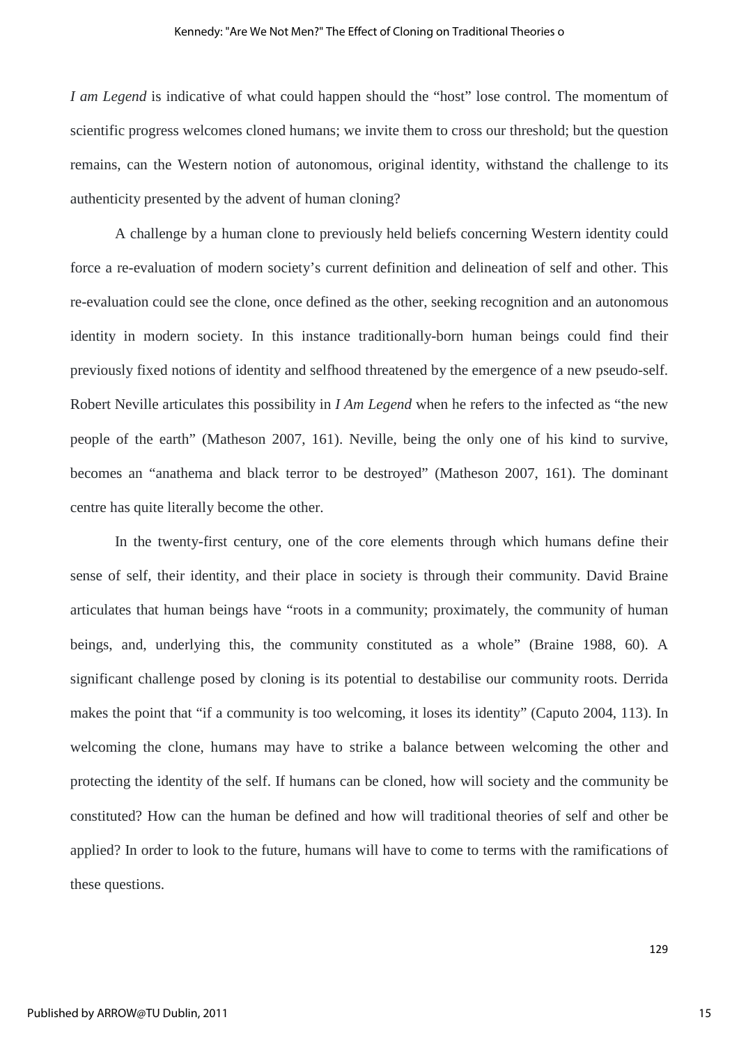*I am Legend* is indicative of what could happen should the "host" lose control. The momentum of scientific progress welcomes cloned humans; we invite them to cross our threshold; but the question remains, can the Western notion of autonomous, original identity, withstand the challenge to its authenticity presented by the advent of human cloning?

A challenge by a human clone to previously held beliefs concerning Western identity could force a re-evaluation of modern society's current definition and delineation of self and other. This re-evaluation could see the clone, once defined as the other, seeking recognition and an autonomous identity in modern society. In this instance traditionally-born human beings could find their previously fixed notions of identity and selfhood threatened by the emergence of a new pseudo-self. Robert Neville articulates this possibility in *I Am Legend* when he refers to the infected as "the new people of the earth" (Matheson 2007, 161). Neville, being the only one of his kind to survive, becomes an "anathema and black terror to be destroyed" (Matheson 2007, 161). The dominant centre has quite literally become the other.

In the twenty-first century, one of the core elements through which humans define their sense of self, their identity, and their place in society is through their community. David Braine articulates that human beings have "roots in a community; proximately, the community of human beings, and, underlying this, the community constituted as a whole" (Braine 1988, 60). A significant challenge posed by cloning is its potential to destabilise our community roots. Derrida makes the point that "if a community is too welcoming, it loses its identity" (Caputo 2004, 113). In welcoming the clone, humans may have to strike a balance between welcoming the other and protecting the identity of the self. If humans can be cloned, how will society and the community be constituted? How can the human be defined and how will traditional theories of self and other be applied? In order to look to the future, humans will have to come to terms with the ramifications of these questions.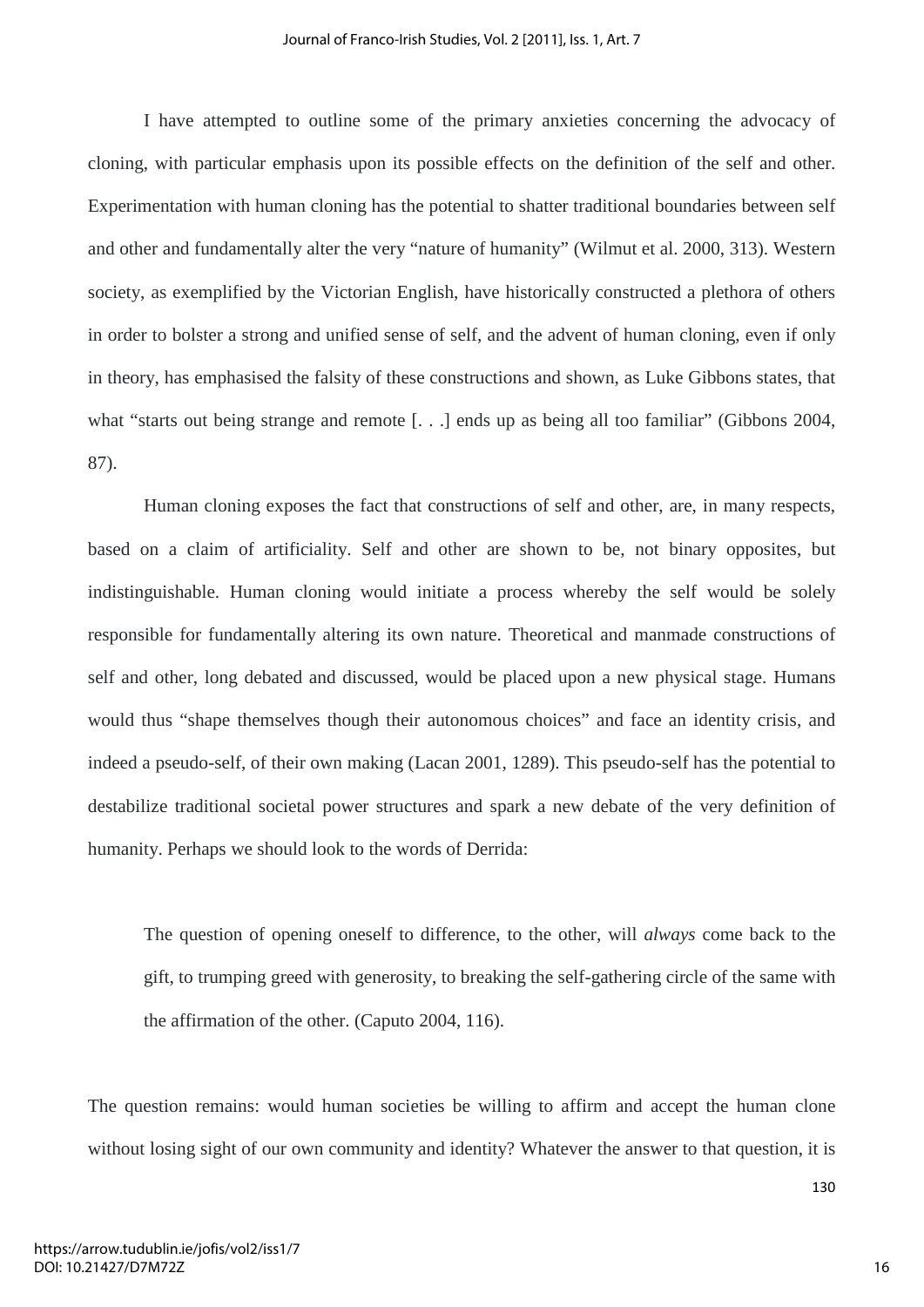I have attempted to outline some of the primary anxieties concerning the advocacy of cloning, with particular emphasis upon its possible effects on the definition of the self and other. Experimentation with human cloning has the potential to shatter traditional boundaries between self and other and fundamentally alter the very "nature of humanity" (Wilmut et al. 2000, 313). Western society, as exemplified by the Victorian English, have historically constructed a plethora of others in order to bolster a strong and unified sense of self, and the advent of human cloning, even if only in theory, has emphasised the falsity of these constructions and shown, as Luke Gibbons states, that what "starts out being strange and remote [. . .] ends up as being all too familiar" (Gibbons 2004, 87).

Human cloning exposes the fact that constructions of self and other, are, in many respects, based on a claim of artificiality. Self and other are shown to be, not binary opposites, but indistinguishable. Human cloning would initiate a process whereby the self would be solely responsible for fundamentally altering its own nature. Theoretical and manmade constructions of self and other, long debated and discussed, would be placed upon a new physical stage. Humans would thus "shape themselves though their autonomous choices" and face an identity crisis, and indeed a pseudo-self, of their own making (Lacan 2001, 1289). This pseudo-self has the potential to destabilize traditional societal power structures and spark a new debate of the very definition of humanity. Perhaps we should look to the words of Derrida:

> The question of opening oneself to difference, to the other, will *always* come back to the gift, to trumping greed with generosity, to breaking the self-gathering circle of the same with the affirmation of the other. (Caputo 2004, 116).

The question remains: would human societies be willing to affirm and accept the human clone without losing sight of our own community and identity? Whatever the answer to that question, it is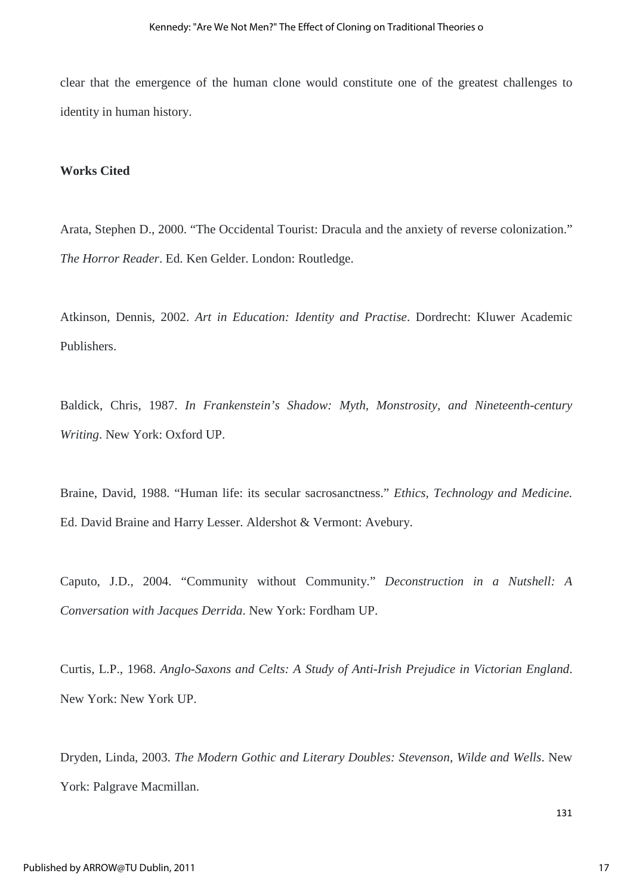clear that the emergence of the human clone would constitute one of the greatest challenges to identity in human history.

**Works Cited**

Arata, Stephen D., 2000. "The Occidental Tourist: Dracula and the anxiety of reverse colonization." *The Horror Reader*. Ed. Ken Gelder. London: Routledge.

Atkinson, Dennis, 2002. *Art in Education: Identity and Practise*. Dordrecht: Kluwer Academic Publishers.

Baldick, Chris, 1987. *In Frankenstein's Shadow: Myth, Monstrosity, and Nineteenth-century Writing*. New York: Oxford UP.

Braine, David, 1988. "Human life: its secular sacrosanctness." *Ethics, Technology and Medicine.* Ed. David Braine and Harry Lesser. Aldershot & Vermont: Avebury.

Caputo, J.D., 2004. "Community without Community." *Deconstruction in a Nutshell: A Conversation with Jacques Derrida*. New York: Fordham UP.

Curtis, L.P., 1968. *Anglo-Saxons and Celts: A Study of Anti-Irish Prejudice in Victorian England*. New York: New York UP.

Dryden, Linda, 2003. *The Modern Gothic and Literary Doubles: Stevenson, Wilde and Wells*. New York: Palgrave Macmillan.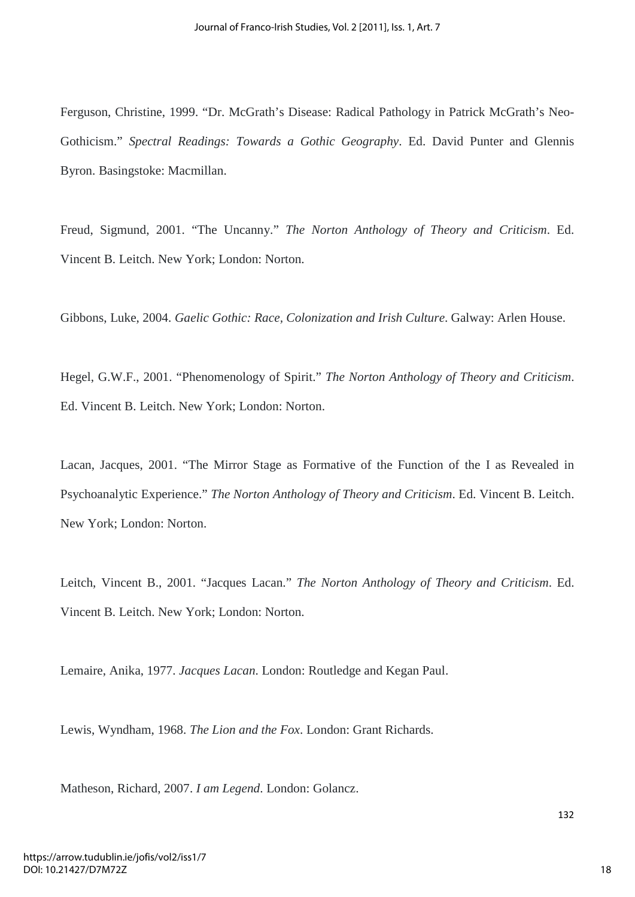Ferguson, Christine, 1999. "Dr. McGrath's Disease: Radical Pathology in Patrick McGrath's Neo-Gothicism." *Spectral Readings: Towards a Gothic Geography*. Ed. David Punter and Glennis Byron. Basingstoke: Macmillan.

Freud, Sigmund, 2001. "The Uncanny." *The Norton Anthology of Theory and Criticism*. Ed. Vincent B. Leitch. New York; London: Norton.

Gibbons, Luke, 2004. *Gaelic Gothic: Race, Colonization and Irish Culture*. Galway: Arlen House.

Hegel, G.W.F., 2001. "Phenomenology of Spirit." *The Norton Anthology of Theory and Criticism*. Ed. Vincent B. Leitch. New York; London: Norton.

Lacan, Jacques, 2001. "The Mirror Stage as Formative of the Function of the I as Revealed in Psychoanalytic Experience." *The Norton Anthology of Theory and Criticism*. Ed. Vincent B. Leitch. New York; London: Norton.

Leitch, Vincent B., 2001. "Jacques Lacan." *The Norton Anthology of Theory and Criticism*. Ed. Vincent B. Leitch. New York; London: Norton.

Lemaire, Anika, 1977. *Jacques Lacan*. London: Routledge and Kegan Paul.

Lewis, Wyndham, 1968. *The Lion and the Fox*. London: Grant Richards.

Matheson, Richard, 2007. *I am Legend*. London: Golancz.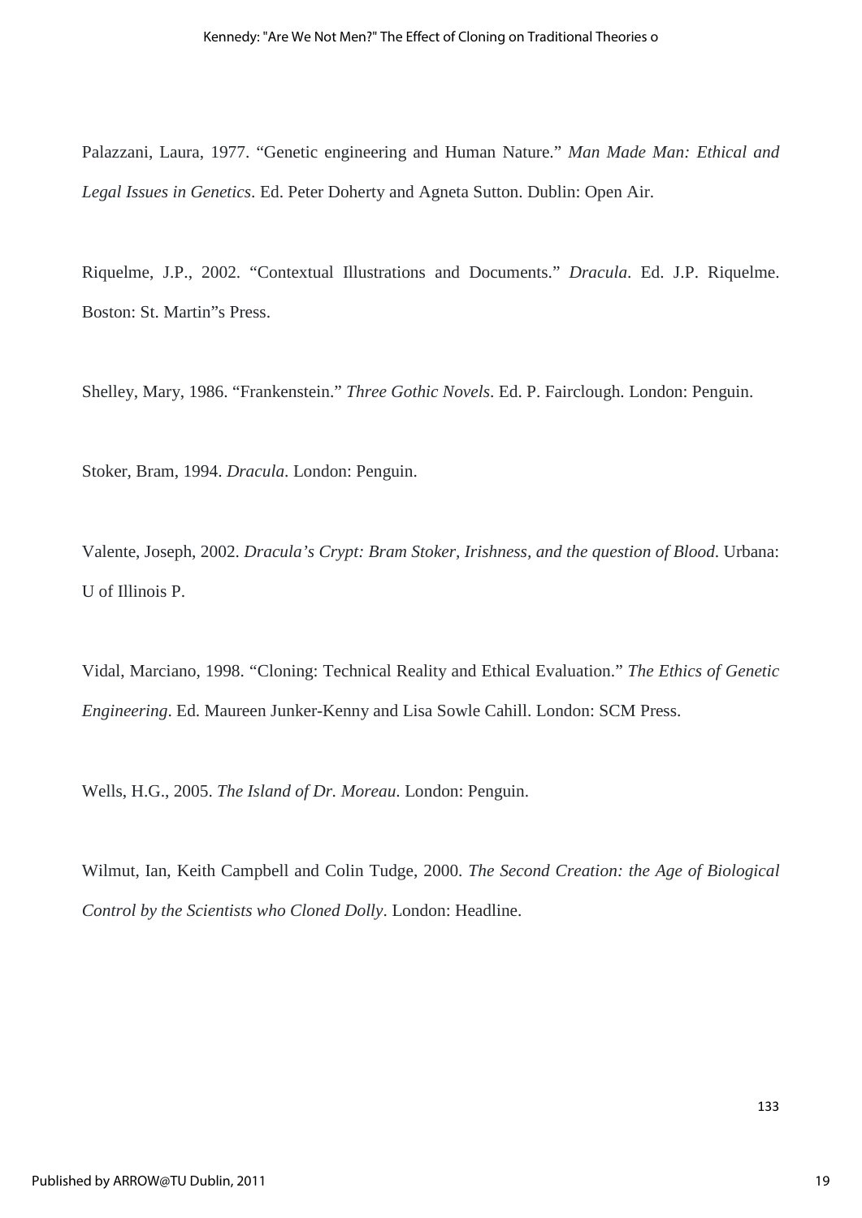Palazzani, Laura, 1977. “Genetic engineering and Human Nature.” *Man Made Man: Ethical and Legal Issues in Genetics*. Ed. Peter Doherty and Agneta Sutton. Dublin: Open Air.

Riquelme, J.P., 2002. “Contextual Illustrations and Documents.” *Dracula*. Ed. J.P. Riquelme. Boston: St. Martin”s Press.

Shelley, Mary, 1986. “Frankenstein.” *Three Gothic Novels*. Ed. P. Fairclough. London: Penguin.

Stoker, Bram, 1994. *Dracula*. London: Penguin.

Valente, Joseph, 2002. *Dracula’s Crypt: Bram Stoker, Irishness, and the question of Blood*. Urbana: U of Illinois P.

Vidal, Marciano, 1998. “Cloning: Technical Reality and Ethical Evaluation.” *The Ethics of Genetic Engineering*. Ed. Maureen Junker-Kenny and Lisa Sowle Cahill. London: SCM Press.

Wells, H.G., 2005. *The Island of Dr. Moreau*. London: Penguin.

Wilmut, Ian, Keith Campbell and Colin Tudge, 2000. *The Second Creation: the Age of Biological Control by the Scientists who Cloned Dolly*. London: Headline.